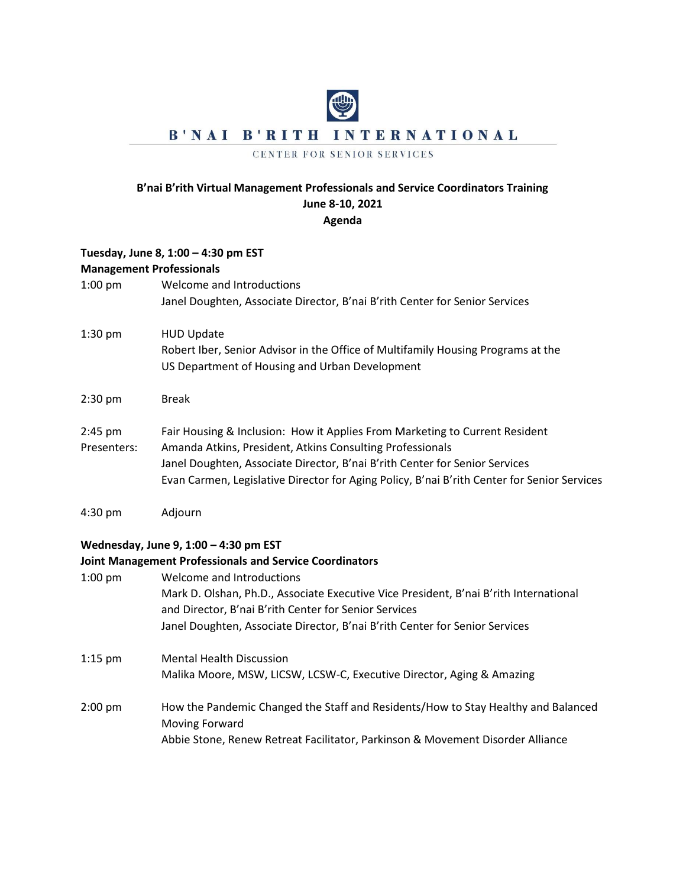B'NAI B'RITH INTERNATIONAL

CENTER FOR SENIOR SERVICES

**B'nai B'rith Virtual Management Professionals and Service Coordinators Training**
**June 8-10, 2021**
**Agenda**

**Tuesday, June 8, 1:00 – 4:30 pm EST**
**Management Professionals**

1:00 pm — Welcome and Introductions
Janel Doughten, Associate Director, B'nai B'rith Center for Senior Services

1:30 pm — HUD Update
Robert Iber, Senior Advisor in the Office of Multifamily Housing Programs at the US Department of Housing and Urban Development

2:30 pm — Break

2:45 pm — Fair Housing & Inclusion: How it Applies From Marketing to Current Resident
Presenters:
Amanda Atkins, President, Atkins Consulting Professionals
Janel Doughten, Associate Director, B'nai B'rith Center for Senior Services
Evan Carmen, Legislative Director for Aging Policy, B'nai B'rith Center for Senior Services

4:30 pm — Adjourn

**Wednesday, June 9, 1:00 – 4:30 pm EST**
**Joint Management Professionals and Service Coordinators**

1:00 pm — Welcome and Introductions
Mark D. Olshan, Ph.D., Associate Executive Vice President, B'nai B'rith International and Director, B'nai B'rith Center for Senior Services
Janel Doughten, Associate Director, B'nai B'rith Center for Senior Services

1:15 pm — Mental Health Discussion
Malika Moore, MSW, LICSW, LCSW-C, Executive Director, Aging & Amazing

2:00 pm — How the Pandemic Changed the Staff and Residents/How to Stay Healthy and Balanced Moving Forward
Abbie Stone, Renew Retreat Facilitator, Parkinson & Movement Disorder Alliance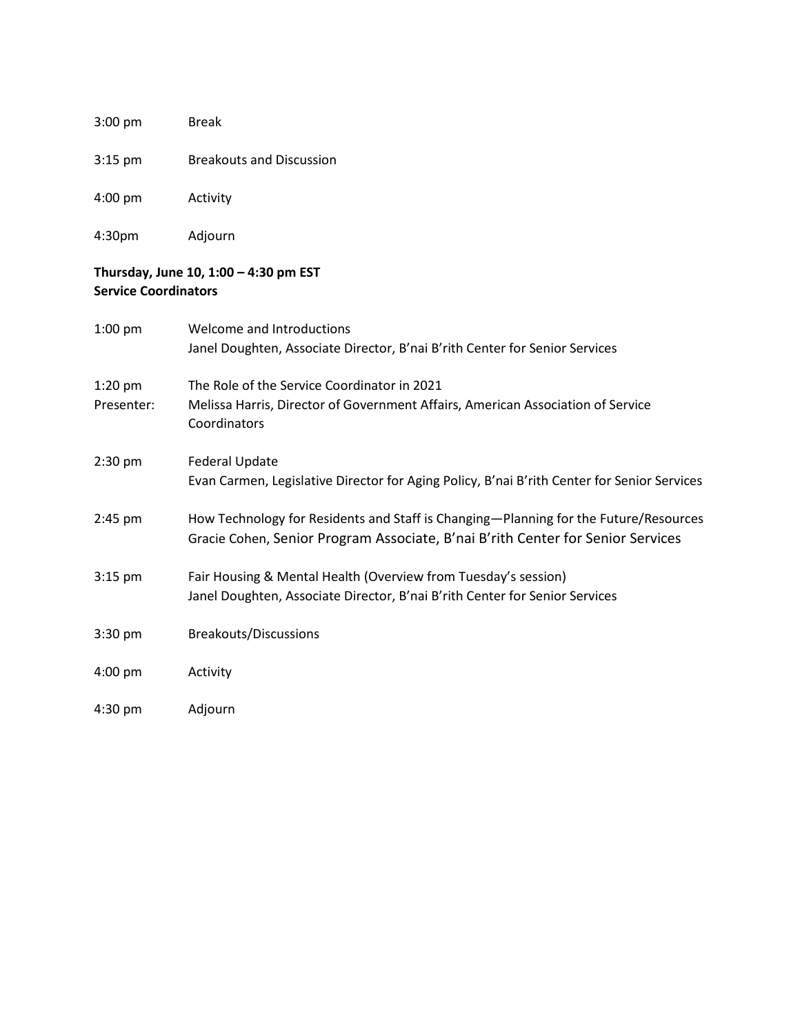3:00 pm Break

3:15 pm Breakouts and Discussion

4:00 pm Activity

4:30pm Adjourn

**Thursday, June 10, 1:00 – 4:30 pm EST**
**Service Coordinators**

1:00 pm Welcome and Introductions
Janel Doughten, Associate Director, B'nai B'rith Center for Senior Services

1:20 pm The Role of the Service Coordinator in 2021
Presenter: Melissa Harris, Director of Government Affairs, American Association of Service Coordinators

2:30 pm Federal Update
Evan Carmen, Legislative Director for Aging Policy, B'nai B'rith Center for Senior Services

2:45 pm How Technology for Residents and Staff is Changing—Planning for the Future/Resources
Gracie Cohen, Senior Program Associate, B'nai B'rith Center for Senior Services

3:15 pm Fair Housing & Mental Health (Overview from Tuesday's session)
Janel Doughten, Associate Director, B'nai B'rith Center for Senior Services

3:30 pm Breakouts/Discussions

4:00 pm Activity

4:30 pm Adjourn